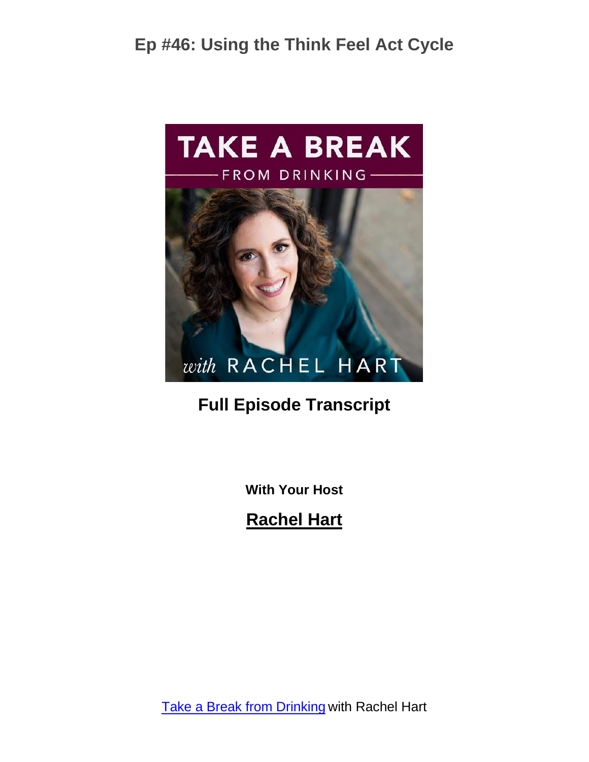# Ep #46: Using the Think Feel Act Cycle

TAKE A BREAK

FROM DRINKING

*with* RACHEL HART

## Full Episode Transcript

**With Your Host**

**Rachel Hart**

Take a Break from Drinking with Rachel Hart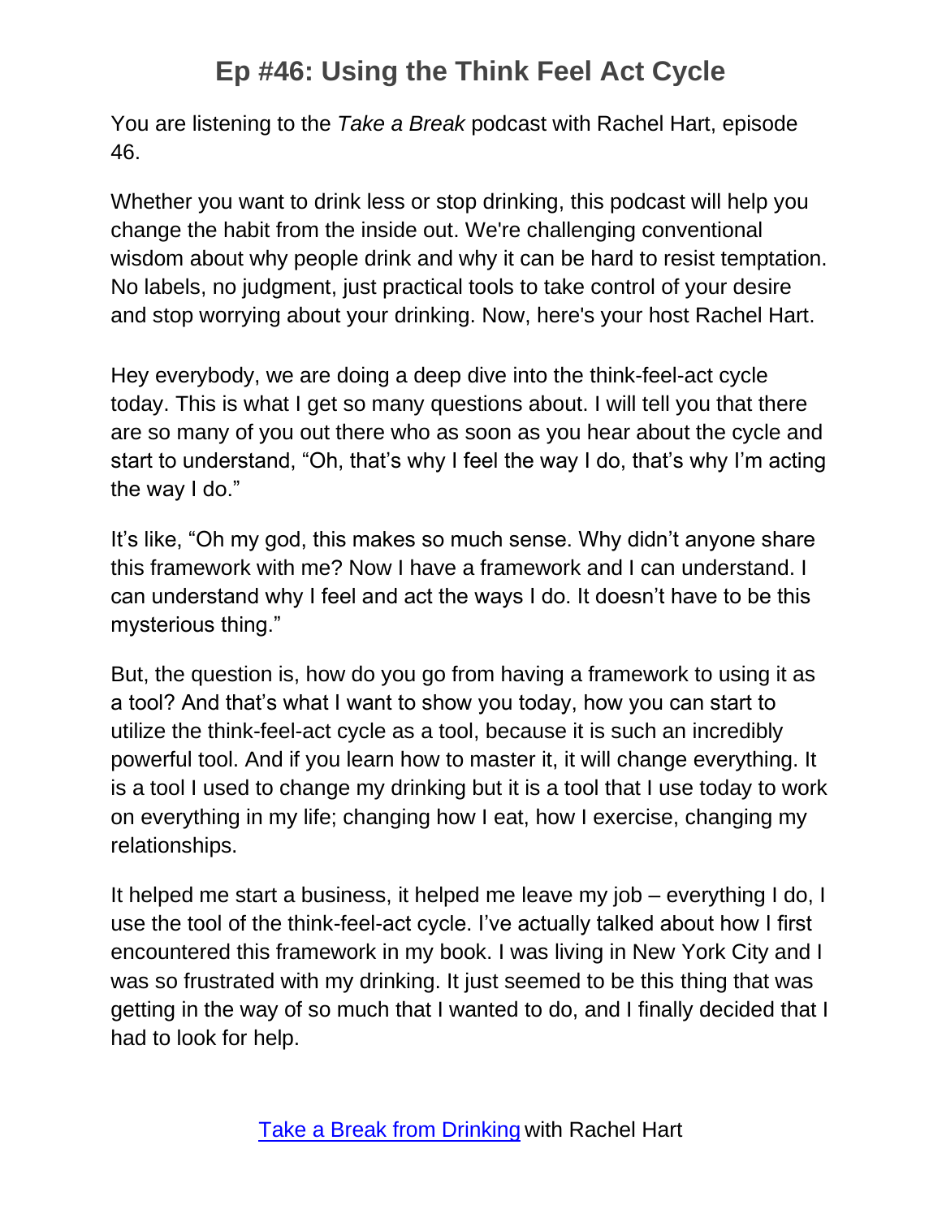# Ep #46: Using the Think Feel Act Cycle

You are listening to the *Take a Break* podcast with Rachel Hart, episode 46.

Whether you want to drink less or stop drinking, this podcast will help you change the habit from the inside out. We're challenging conventional wisdom about why people drink and why it can be hard to resist temptation. No labels, no judgment, just practical tools to take control of your desire and stop worrying about your drinking. Now, here's your host Rachel Hart.

Hey everybody, we are doing a deep dive into the think-feel-act cycle today. This is what I get so many questions about. I will tell you that there are so many of you out there who as soon as you hear about the cycle and start to understand, "Oh, that's why I feel the way I do, that's why I'm acting the way I do."

It's like, "Oh my god, this makes so much sense. Why didn't anyone share this framework with me? Now I have a framework and I can understand. I can understand why I feel and act the ways I do. It doesn't have to be this mysterious thing."

But, the question is, how do you go from having a framework to using it as a tool? And that's what I want to show you today, how you can start to utilize the think-feel-act cycle as a tool, because it is such an incredibly powerful tool. And if you learn how to master it, it will change everything. It is a tool I used to change my drinking but it is a tool that I use today to work on everything in my life; changing how I eat, how I exercise, changing my relationships.

It helped me start a business, it helped me leave my job – everything I do, I use the tool of the think-feel-act cycle. I've actually talked about how I first encountered this framework in my book. I was living in New York City and I was so frustrated with my drinking. It just seemed to be this thing that was getting in the way of so much that I wanted to do, and I finally decided that I had to look for help.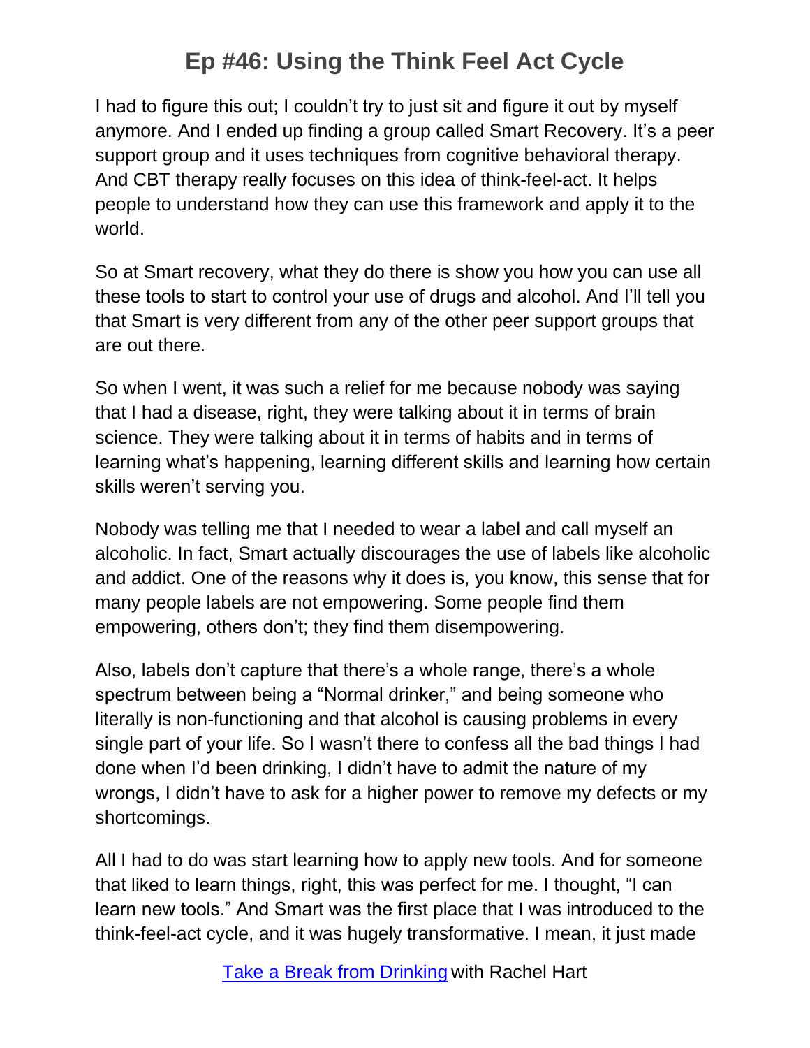I had to figure this out; I couldn't try to just sit and figure it out by myself anymore. And I ended up finding a group called Smart Recovery. It's a peer support group and it uses techniques from cognitive behavioral therapy. And CBT therapy really focuses on this idea of think-feel-act. It helps people to understand how they can use this framework and apply it to the world.

So at Smart recovery, what they do there is show you how you can use all these tools to start to control your use of drugs and alcohol. And I'll tell you that Smart is very different from any of the other peer support groups that are out there.

So when I went, it was such a relief for me because nobody was saying that I had a disease, right, they were talking about it in terms of brain science. They were talking about it in terms of habits and in terms of learning what's happening, learning different skills and learning how certain skills weren't serving you.

Nobody was telling me that I needed to wear a label and call myself an alcoholic. In fact, Smart actually discourages the use of labels like alcoholic and addict. One of the reasons why it does is, you know, this sense that for many people labels are not empowering. Some people find them empowering, others don't; they find them disempowering.

Also, labels don't capture that there's a whole range, there's a whole spectrum between being a "Normal drinker," and being someone who literally is non-functioning and that alcohol is causing problems in every single part of your life. So I wasn't there to confess all the bad things I had done when I'd been drinking, I didn't have to admit the nature of my wrongs, I didn't have to ask for a higher power to remove my defects or my shortcomings.

All I had to do was start learning how to apply new tools. And for someone that liked to learn things, right, this was perfect for me. I thought, "I can learn new tools." And Smart was the first place that I was introduced to the think-feel-act cycle, and it was hugely transformative. I mean, it just made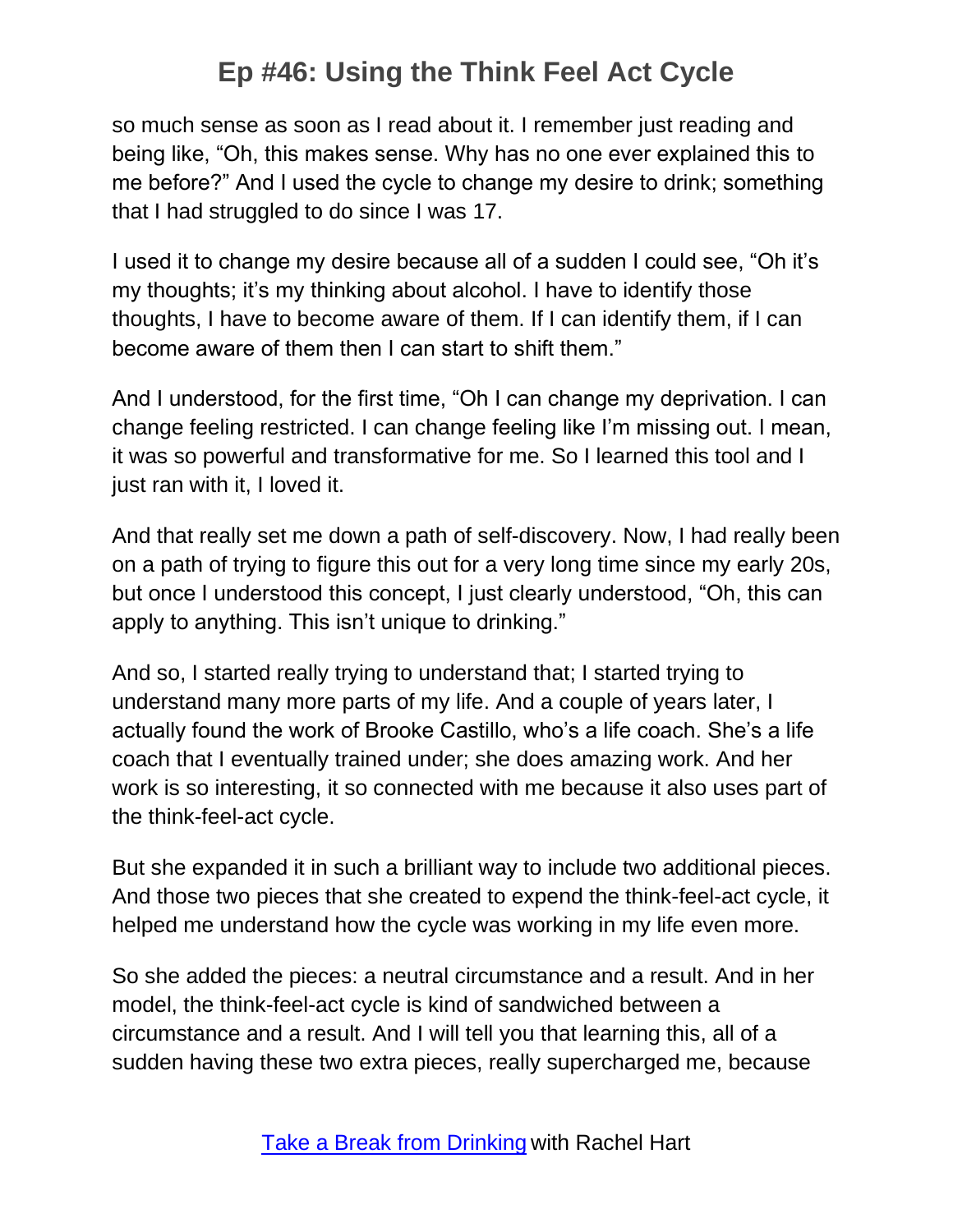so much sense as soon as I read about it. I remember just reading and being like, "Oh, this makes sense. Why has no one ever explained this to me before?" And I used the cycle to change my desire to drink; something that I had struggled to do since I was 17.

I used it to change my desire because all of a sudden I could see, "Oh it's my thoughts; it's my thinking about alcohol. I have to identify those thoughts, I have to become aware of them. If I can identify them, if I can become aware of them then I can start to shift them."

And I understood, for the first time, "Oh I can change my deprivation. I can change feeling restricted. I can change feeling like I'm missing out. I mean, it was so powerful and transformative for me. So I learned this tool and I just ran with it, I loved it.

And that really set me down a path of self-discovery. Now, I had really been on a path of trying to figure this out for a very long time since my early 20s, but once I understood this concept, I just clearly understood, "Oh, this can apply to anything. This isn't unique to drinking."

And so, I started really trying to understand that; I started trying to understand many more parts of my life. And a couple of years later, I actually found the work of Brooke Castillo, who's a life coach. She's a life coach that I eventually trained under; she does amazing work. And her work is so interesting, it so connected with me because it also uses part of the think-feel-act cycle.

But she expanded it in such a brilliant way to include two additional pieces. And those two pieces that she created to expend the think-feel-act cycle, it helped me understand how the cycle was working in my life even more.

So she added the pieces: a neutral circumstance and a result. And in her model, the think-feel-act cycle is kind of sandwiched between a circumstance and a result. And I will tell you that learning this, all of a sudden having these two extra pieces, really supercharged me, because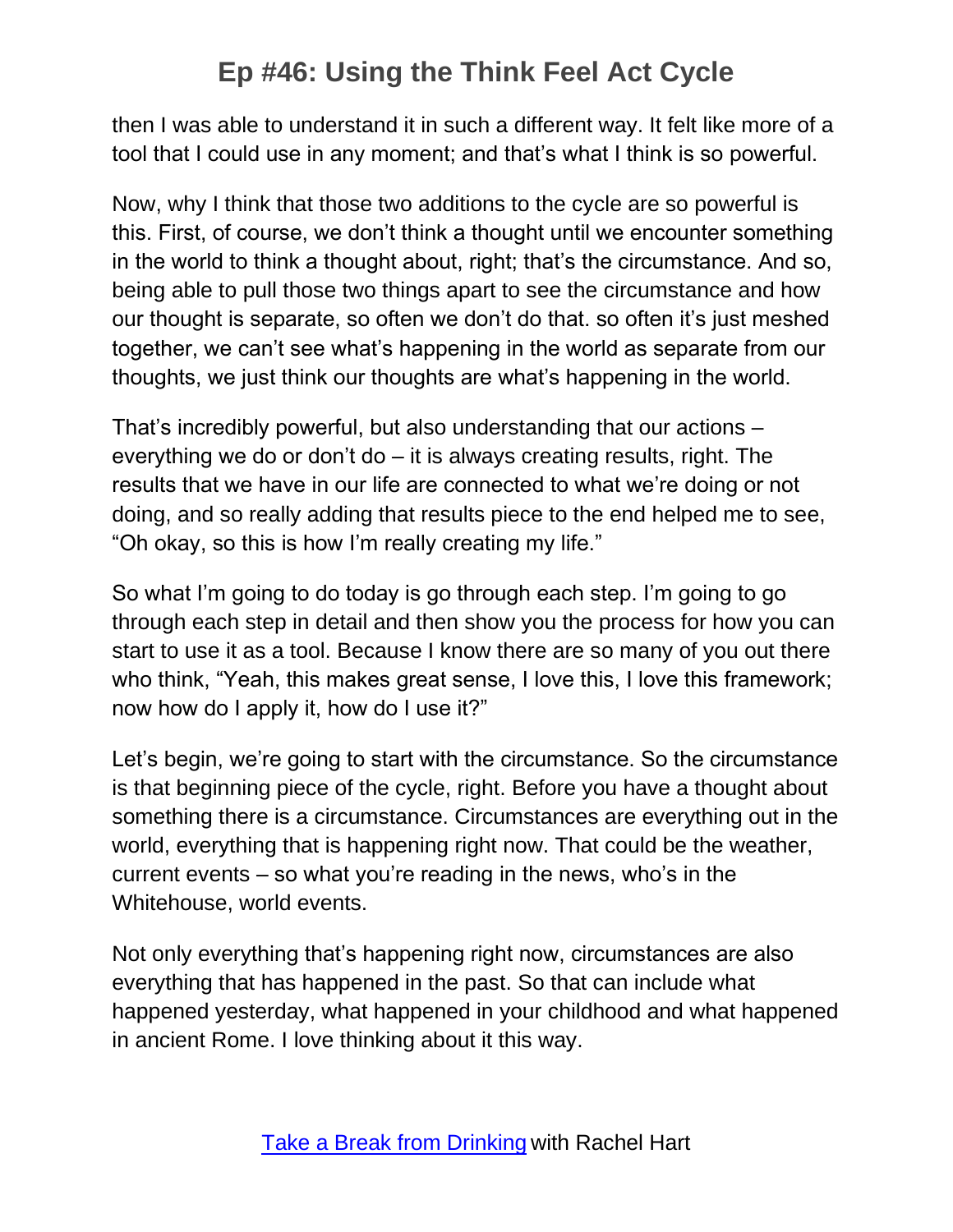then I was able to understand it in such a different way. It felt like more of a tool that I could use in any moment; and that's what I think is so powerful.

Now, why I think that those two additions to the cycle are so powerful is this. First, of course, we don't think a thought until we encounter something in the world to think a thought about, right; that's the circumstance. And so, being able to pull those two things apart to see the circumstance and how our thought is separate, so often we don't do that. so often it's just meshed together, we can't see what's happening in the world as separate from our thoughts, we just think our thoughts are what's happening in the world.

That's incredibly powerful, but also understanding that our actions – everything we do or don't do – it is always creating results, right. The results that we have in our life are connected to what we're doing or not doing, and so really adding that results piece to the end helped me to see, "Oh okay, so this is how I'm really creating my life."

So what I'm going to do today is go through each step. I'm going to go through each step in detail and then show you the process for how you can start to use it as a tool. Because I know there are so many of you out there who think, "Yeah, this makes great sense, I love this, I love this framework; now how do I apply it, how do I use it?"

Let's begin, we're going to start with the circumstance. So the circumstance is that beginning piece of the cycle, right. Before you have a thought about something there is a circumstance. Circumstances are everything out in the world, everything that is happening right now. That could be the weather, current events – so what you're reading in the news, who's in the Whitehouse, world events.

Not only everything that's happening right now, circumstances are also everything that has happened in the past. So that can include what happened yesterday, what happened in your childhood and what happened in ancient Rome. I love thinking about it this way.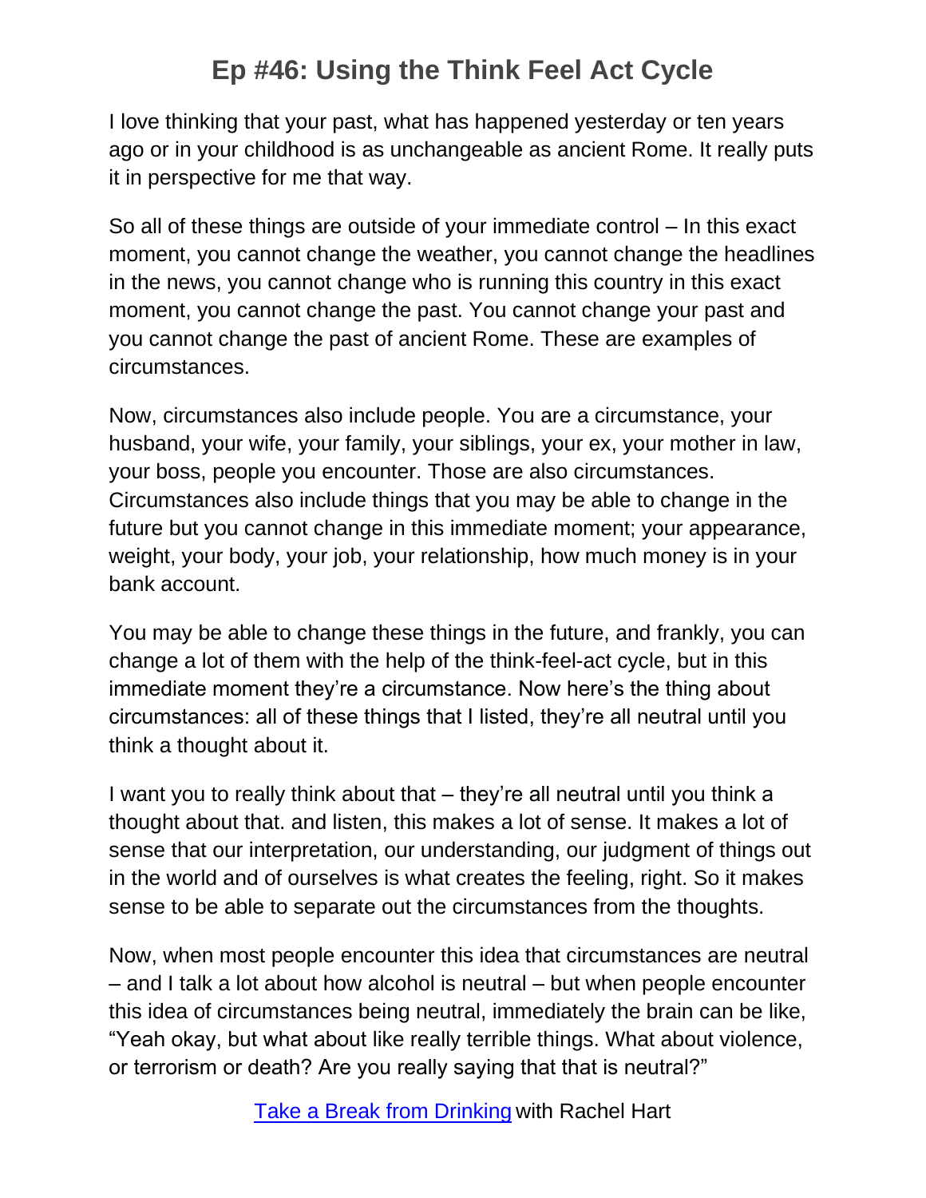I love thinking that your past, what has happened yesterday or ten years ago or in your childhood is as unchangeable as ancient Rome. It really puts it in perspective for me that way.

So all of these things are outside of your immediate control – In this exact moment, you cannot change the weather, you cannot change the headlines in the news, you cannot change who is running this country in this exact moment, you cannot change the past. You cannot change your past and you cannot change the past of ancient Rome. These are examples of circumstances.

Now, circumstances also include people. You are a circumstance, your husband, your wife, your family, your siblings, your ex, your mother in law, your boss, people you encounter. Those are also circumstances. Circumstances also include things that you may be able to change in the future but you cannot change in this immediate moment; your appearance, weight, your body, your job, your relationship, how much money is in your bank account.

You may be able to change these things in the future, and frankly, you can change a lot of them with the help of the think-feel-act cycle, but in this immediate moment they're a circumstance. Now here's the thing about circumstances: all of these things that I listed, they're all neutral until you think a thought about it.

I want you to really think about that – they're all neutral until you think a thought about that. and listen, this makes a lot of sense. It makes a lot of sense that our interpretation, our understanding, our judgment of things out in the world and of ourselves is what creates the feeling, right. So it makes sense to be able to separate out the circumstances from the thoughts.

Now, when most people encounter this idea that circumstances are neutral – and I talk a lot about how alcohol is neutral – but when people encounter this idea of circumstances being neutral, immediately the brain can be like, "Yeah okay, but what about like really terrible things. What about violence, or terrorism or death? Are you really saying that that is neutral?"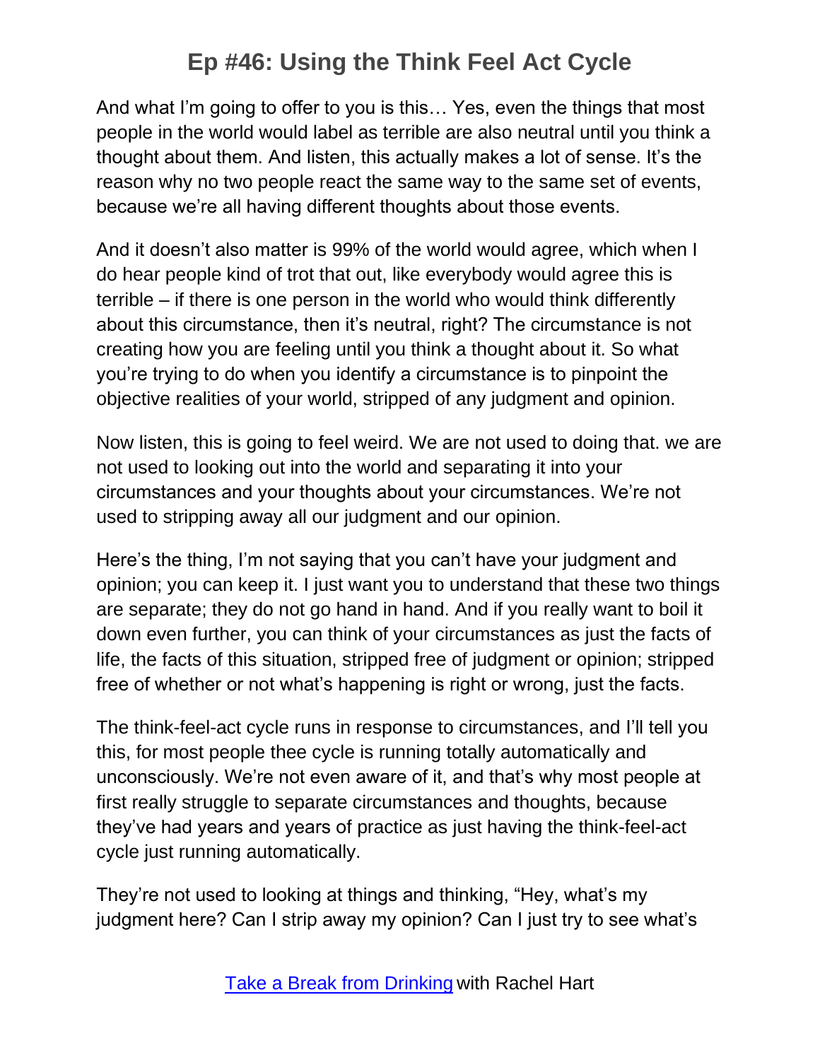And what I'm going to offer to you is this… Yes, even the things that most people in the world would label as terrible are also neutral until you think a thought about them. And listen, this actually makes a lot of sense. It's the reason why no two people react the same way to the same set of events, because we're all having different thoughts about those events.

And it doesn't also matter is 99% of the world would agree, which when I do hear people kind of trot that out, like everybody would agree this is terrible – if there is one person in the world who would think differently about this circumstance, then it's neutral, right? The circumstance is not creating how you are feeling until you think a thought about it. So what you're trying to do when you identify a circumstance is to pinpoint the objective realities of your world, stripped of any judgment and opinion.

Now listen, this is going to feel weird. We are not used to doing that. we are not used to looking out into the world and separating it into your circumstances and your thoughts about your circumstances. We're not used to stripping away all our judgment and our opinion.

Here's the thing, I'm not saying that you can't have your judgment and opinion; you can keep it. I just want you to understand that these two things are separate; they do not go hand in hand. And if you really want to boil it down even further, you can think of your circumstances as just the facts of life, the facts of this situation, stripped free of judgment or opinion; stripped free of whether or not what's happening is right or wrong, just the facts.

The think-feel-act cycle runs in response to circumstances, and I'll tell you this, for most people thee cycle is running totally automatically and unconsciously. We're not even aware of it, and that's why most people at first really struggle to separate circumstances and thoughts, because they've had years and years of practice as just having the think-feel-act cycle just running automatically.

They're not used to looking at things and thinking, "Hey, what's my judgment here? Can I strip away my opinion? Can I just try to see what's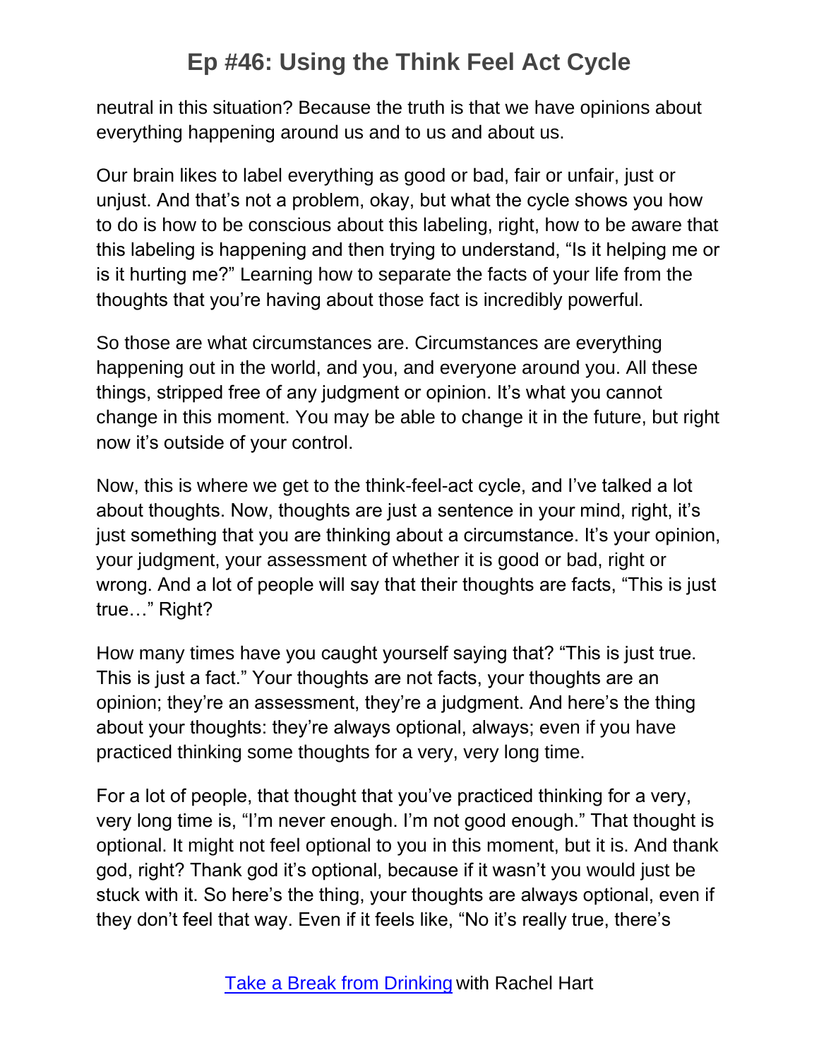neutral in this situation? Because the truth is that we have opinions about everything happening around us and to us and about us.

Our brain likes to label everything as good or bad, fair or unfair, just or unjust. And that's not a problem, okay, but what the cycle shows you how to do is how to be conscious about this labeling, right, how to be aware that this labeling is happening and then trying to understand, "Is it helping me or is it hurting me?" Learning how to separate the facts of your life from the thoughts that you're having about those fact is incredibly powerful.

So those are what circumstances are. Circumstances are everything happening out in the world, and you, and everyone around you. All these things, stripped free of any judgment or opinion. It's what you cannot change in this moment. You may be able to change it in the future, but right now it's outside of your control.

Now, this is where we get to the think-feel-act cycle, and I've talked a lot about thoughts. Now, thoughts are just a sentence in your mind, right, it's just something that you are thinking about a circumstance. It's your opinion, your judgment, your assessment of whether it is good or bad, right or wrong. And a lot of people will say that their thoughts are facts, "This is just true…" Right?

How many times have you caught yourself saying that? "This is just true. This is just a fact." Your thoughts are not facts, your thoughts are an opinion; they're an assessment, they're a judgment. And here's the thing about your thoughts: they're always optional, always; even if you have practiced thinking some thoughts for a very, very long time.

For a lot of people, that thought that you've practiced thinking for a very, very long time is, "I'm never enough. I'm not good enough." That thought is optional. It might not feel optional to you in this moment, but it is. And thank god, right? Thank god it's optional, because if it wasn't you would just be stuck with it. So here's the thing, your thoughts are always optional, even if they don't feel that way. Even if it feels like, "No it's really true, there's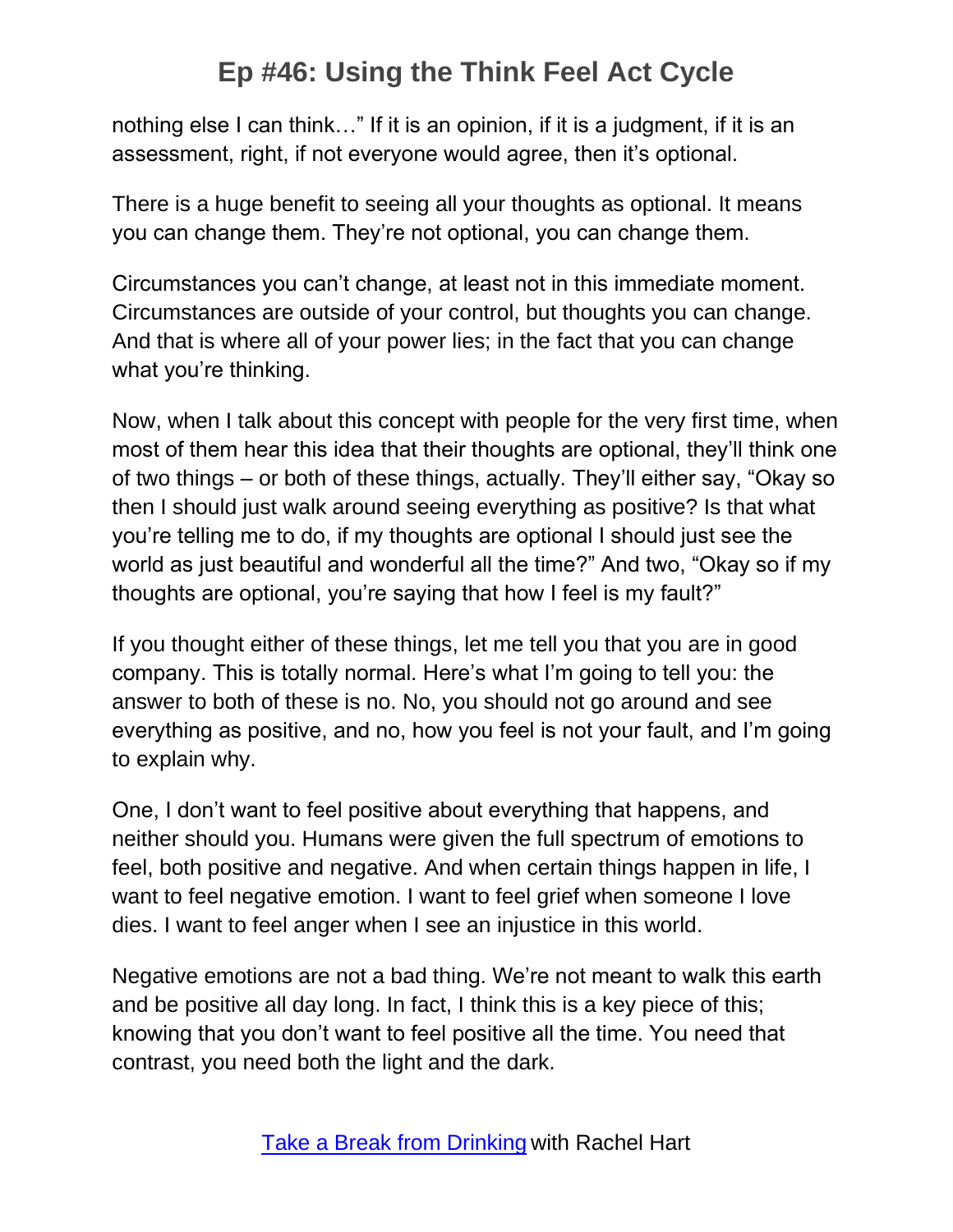nothing else I can think…" If it is an opinion, if it is a judgment, if it is an assessment, right, if not everyone would agree, then it's optional.

There is a huge benefit to seeing all your thoughts as optional. It means you can change them. They're not optional, you can change them.

Circumstances you can't change, at least not in this immediate moment. Circumstances are outside of your control, but thoughts you can change. And that is where all of your power lies; in the fact that you can change what you're thinking.

Now, when I talk about this concept with people for the very first time, when most of them hear this idea that their thoughts are optional, they'll think one of two things – or both of these things, actually. They'll either say, "Okay so then I should just walk around seeing everything as positive? Is that what you're telling me to do, if my thoughts are optional I should just see the world as just beautiful and wonderful all the time?" And two, "Okay so if my thoughts are optional, you're saying that how I feel is my fault?"

If you thought either of these things, let me tell you that you are in good company. This is totally normal. Here's what I'm going to tell you: the answer to both of these is no. No, you should not go around and see everything as positive, and no, how you feel is not your fault, and I'm going to explain why.

One, I don't want to feel positive about everything that happens, and neither should you. Humans were given the full spectrum of emotions to feel, both positive and negative. And when certain things happen in life, I want to feel negative emotion. I want to feel grief when someone I love dies. I want to feel anger when I see an injustice in this world.

Negative emotions are not a bad thing. We're not meant to walk this earth and be positive all day long. In fact, I think this is a key piece of this; knowing that you don't want to feel positive all the time. You need that contrast, you need both the light and the dark.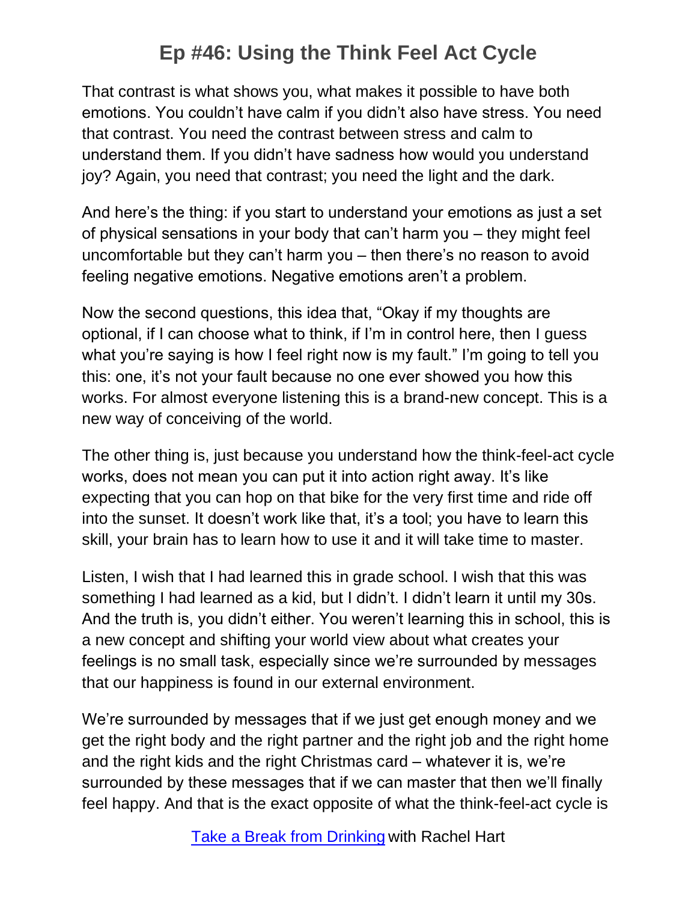That contrast is what shows you, what makes it possible to have both emotions. You couldn't have calm if you didn't also have stress. You need that contrast. You need the contrast between stress and calm to understand them. If you didn't have sadness how would you understand joy? Again, you need that contrast; you need the light and the dark.

And here's the thing: if you start to understand your emotions as just a set of physical sensations in your body that can't harm you – they might feel uncomfortable but they can't harm you – then there's no reason to avoid feeling negative emotions. Negative emotions aren't a problem.

Now the second questions, this idea that, "Okay if my thoughts are optional, if I can choose what to think, if I'm in control here, then I guess what you're saying is how I feel right now is my fault." I'm going to tell you this: one, it's not your fault because no one ever showed you how this works. For almost everyone listening this is a brand-new concept. This is a new way of conceiving of the world.

The other thing is, just because you understand how the think-feel-act cycle works, does not mean you can put it into action right away. It's like expecting that you can hop on that bike for the very first time and ride off into the sunset. It doesn't work like that, it's a tool; you have to learn this skill, your brain has to learn how to use it and it will take time to master.

Listen, I wish that I had learned this in grade school. I wish that this was something I had learned as a kid, but I didn't. I didn't learn it until my 30s. And the truth is, you didn't either. You weren't learning this in school, this is a new concept and shifting your world view about what creates your feelings is no small task, especially since we're surrounded by messages that our happiness is found in our external environment.

We're surrounded by messages that if we just get enough money and we get the right body and the right partner and the right job and the right home and the right kids and the right Christmas card – whatever it is, we're surrounded by these messages that if we can master that then we'll finally feel happy. And that is the exact opposite of what the think-feel-act cycle is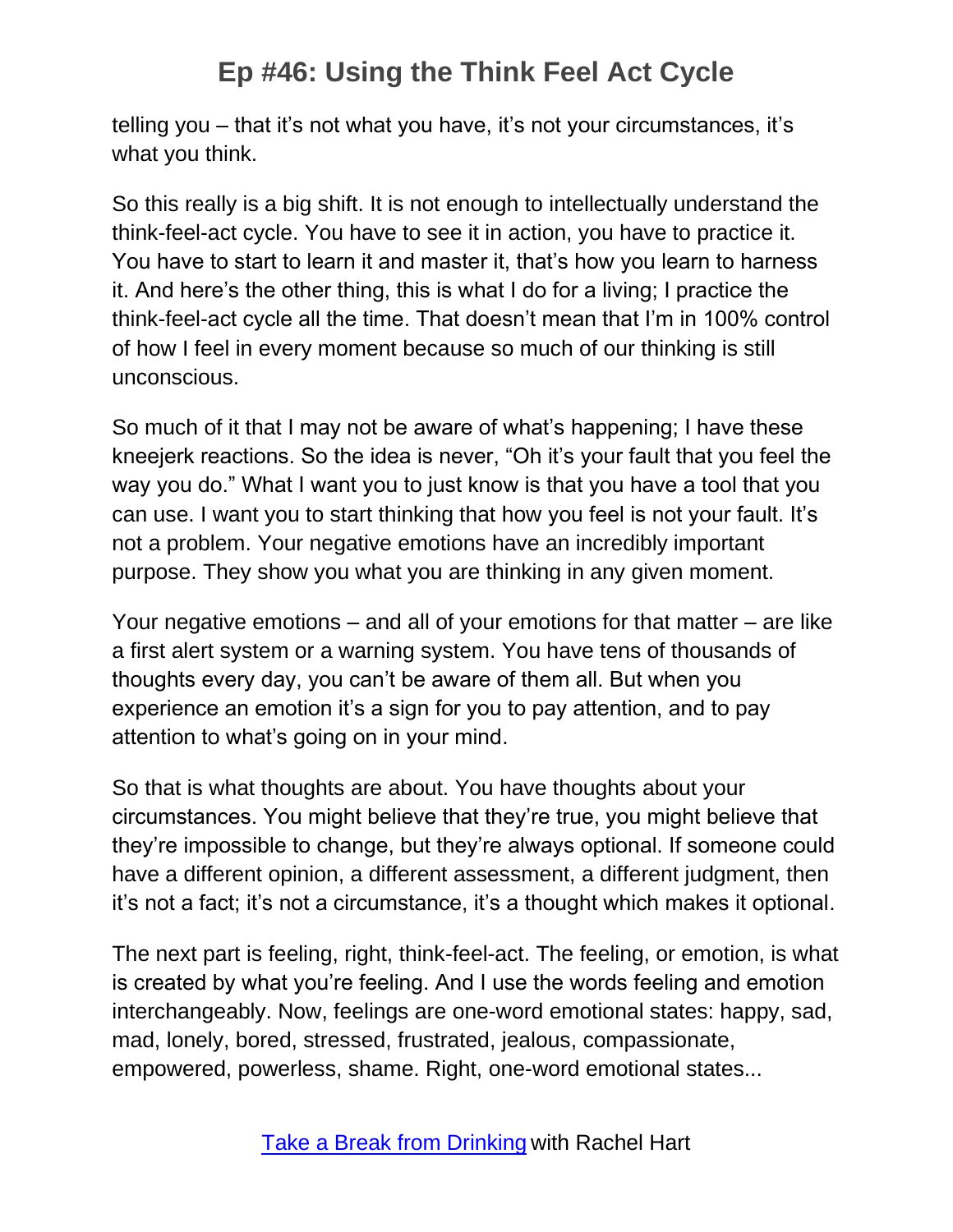telling you – that it's not what you have, it's not your circumstances, it's what you think.

So this really is a big shift. It is not enough to intellectually understand the think-feel-act cycle. You have to see it in action, you have to practice it. You have to start to learn it and master it, that's how you learn to harness it. And here's the other thing, this is what I do for a living; I practice the think-feel-act cycle all the time. That doesn't mean that I'm in 100% control of how I feel in every moment because so much of our thinking is still unconscious.

So much of it that I may not be aware of what's happening; I have these kneejerk reactions. So the idea is never, "Oh it's your fault that you feel the way you do." What I want you to just know is that you have a tool that you can use. I want you to start thinking that how you feel is not your fault. It's not a problem. Your negative emotions have an incredibly important purpose. They show you what you are thinking in any given moment.

Your negative emotions – and all of your emotions for that matter – are like a first alert system or a warning system. You have tens of thousands of thoughts every day, you can't be aware of them all. But when you experience an emotion it's a sign for you to pay attention, and to pay attention to what's going on in your mind.

So that is what thoughts are about. You have thoughts about your circumstances. You might believe that they're true, you might believe that they're impossible to change, but they're always optional. If someone could have a different opinion, a different assessment, a different judgment, then it's not a fact; it's not a circumstance, it's a thought which makes it optional.

The next part is feeling, right, think-feel-act. The feeling, or emotion, is what is created by what you're feeling. And I use the words feeling and emotion interchangeably. Now, feelings are one-word emotional states: happy, sad, mad, lonely, bored, stressed, frustrated, jealous, compassionate, empowered, powerless, shame. Right, one-word emotional states...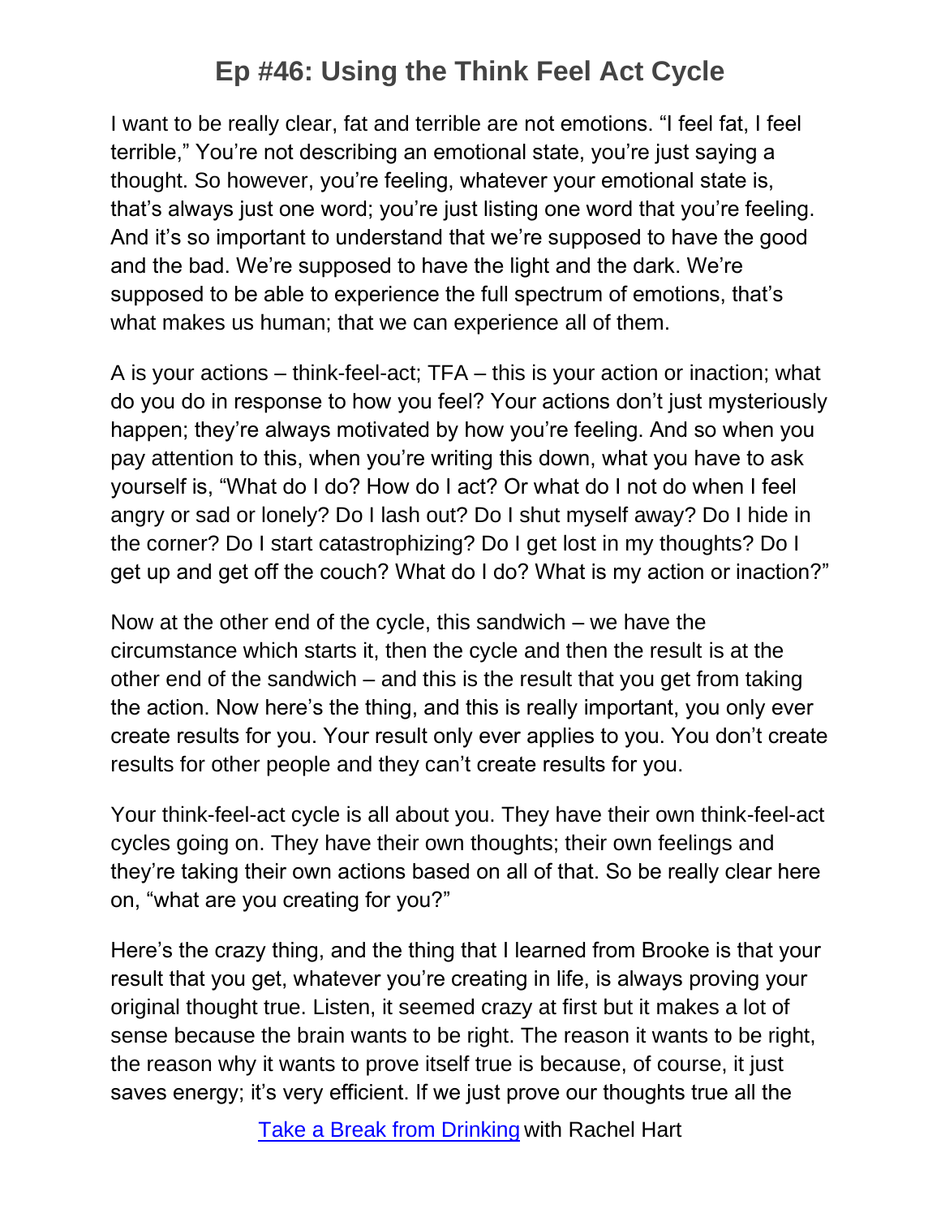I want to be really clear, fat and terrible are not emotions. "I feel fat, I feel terrible," You're not describing an emotional state, you're just saying a thought. So however, you're feeling, whatever your emotional state is, that's always just one word; you're just listing one word that you're feeling. And it's so important to understand that we're supposed to have the good and the bad. We're supposed to have the light and the dark. We're supposed to be able to experience the full spectrum of emotions, that's what makes us human; that we can experience all of them.

A is your actions – think-feel-act; TFA – this is your action or inaction; what do you do in response to how you feel? Your actions don't just mysteriously happen; they're always motivated by how you're feeling. And so when you pay attention to this, when you're writing this down, what you have to ask yourself is, "What do I do? How do I act? Or what do I not do when I feel angry or sad or lonely? Do I lash out? Do I shut myself away? Do I hide in the corner? Do I start catastrophizing? Do I get lost in my thoughts? Do I get up and get off the couch? What do I do? What is my action or inaction?"

Now at the other end of the cycle, this sandwich – we have the circumstance which starts it, then the cycle and then the result is at the other end of the sandwich – and this is the result that you get from taking the action. Now here's the thing, and this is really important, you only ever create results for you. Your result only ever applies to you. You don't create results for other people and they can't create results for you.

Your think-feel-act cycle is all about you. They have their own think-feel-act cycles going on. They have their own thoughts; their own feelings and they're taking their own actions based on all of that. So be really clear here on, "what are you creating for you?"

Here's the crazy thing, and the thing that I learned from Brooke is that your result that you get, whatever you're creating in life, is always proving your original thought true. Listen, it seemed crazy at first but it makes a lot of sense because the brain wants to be right. The reason it wants to be right, the reason why it wants to prove itself true is because, of course, it just saves energy; it's very efficient. If we just prove our thoughts true all the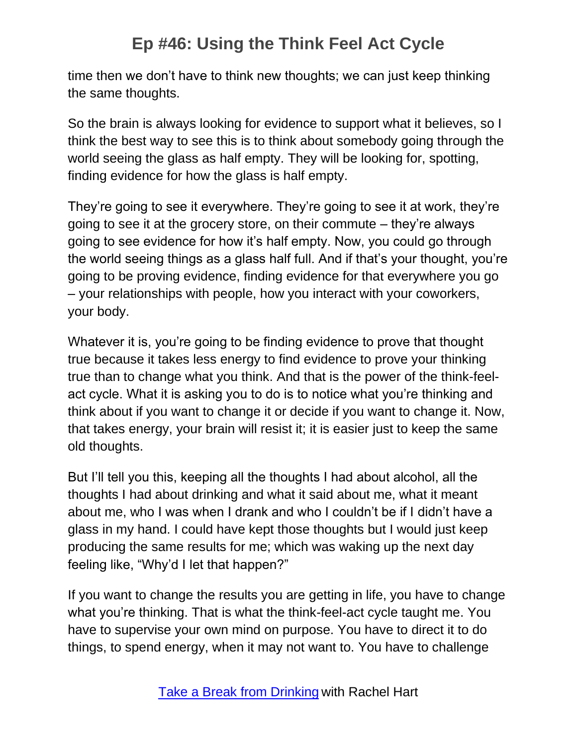time then we don't have to think new thoughts; we can just keep thinking the same thoughts.

So the brain is always looking for evidence to support what it believes, so I think the best way to see this is to think about somebody going through the world seeing the glass as half empty. They will be looking for, spotting, finding evidence for how the glass is half empty.

They're going to see it everywhere. They're going to see it at work, they're going to see it at the grocery store, on their commute – they're always going to see evidence for how it's half empty. Now, you could go through the world seeing things as a glass half full. And if that's your thought, you're going to be proving evidence, finding evidence for that everywhere you go – your relationships with people, how you interact with your coworkers, your body.

Whatever it is, you're going to be finding evidence to prove that thought true because it takes less energy to find evidence to prove your thinking true than to change what you think. And that is the power of the think-feel-act cycle. What it is asking you to do is to notice what you're thinking and think about if you want to change it or decide if you want to change it. Now, that takes energy, your brain will resist it; it is easier just to keep the same old thoughts.

But I'll tell you this, keeping all the thoughts I had about alcohol, all the thoughts I had about drinking and what it said about me, what it meant about me, who I was when I drank and who I couldn't be if I didn't have a glass in my hand. I could have kept those thoughts but I would just keep producing the same results for me; which was waking up the next day feeling like, "Why'd I let that happen?"

If you want to change the results you are getting in life, you have to change what you're thinking. That is what the think-feel-act cycle taught me. You have to supervise your own mind on purpose. You have to direct it to do things, to spend energy, when it may not want to. You have to challenge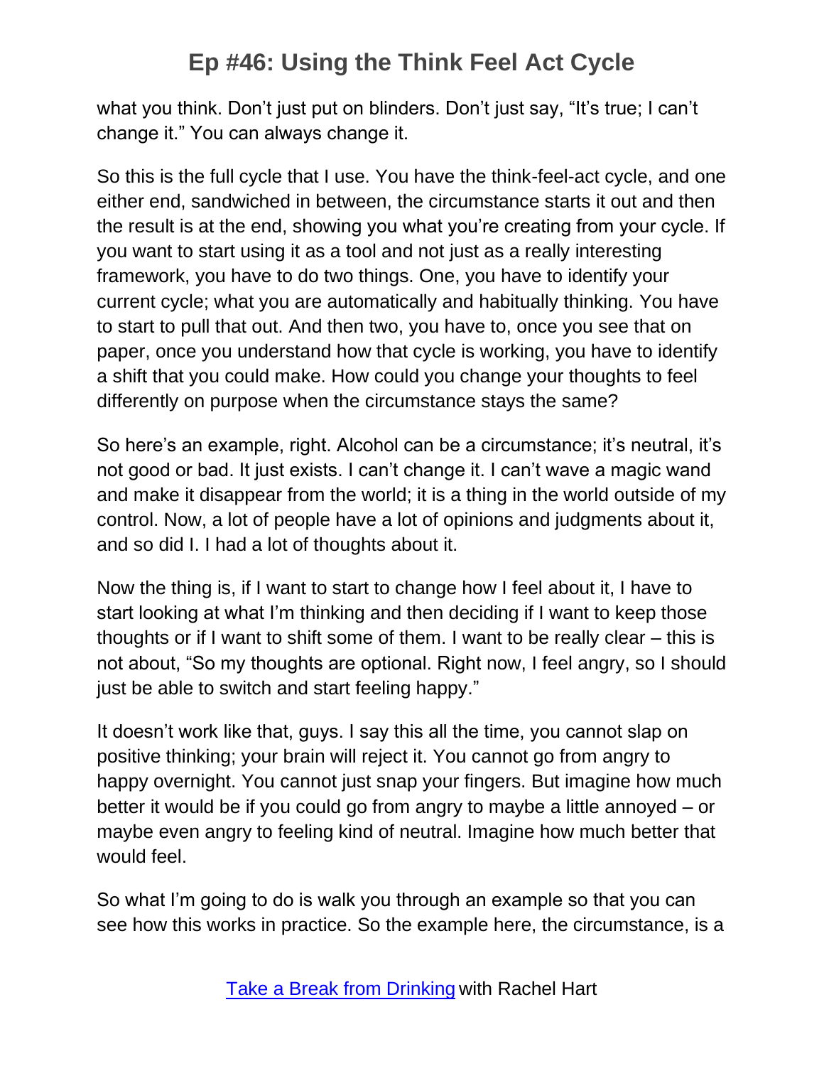what you think. Don't just put on blinders. Don't just say, "It's true; I can't change it." You can always change it.

So this is the full cycle that I use. You have the think-feel-act cycle, and one either end, sandwiched in between, the circumstance starts it out and then the result is at the end, showing you what you're creating from your cycle. If you want to start using it as a tool and not just as a really interesting framework, you have to do two things. One, you have to identify your current cycle; what you are automatically and habitually thinking. You have to start to pull that out. And then two, you have to, once you see that on paper, once you understand how that cycle is working, you have to identify a shift that you could make. How could you change your thoughts to feel differently on purpose when the circumstance stays the same?

So here's an example, right. Alcohol can be a circumstance; it's neutral, it's not good or bad. It just exists. I can't change it. I can't wave a magic wand and make it disappear from the world; it is a thing in the world outside of my control. Now, a lot of people have a lot of opinions and judgments about it, and so did I. I had a lot of thoughts about it.

Now the thing is, if I want to start to change how I feel about it, I have to start looking at what I'm thinking and then deciding if I want to keep those thoughts or if I want to shift some of them. I want to be really clear – this is not about, "So my thoughts are optional. Right now, I feel angry, so I should just be able to switch and start feeling happy."

It doesn't work like that, guys. I say this all the time, you cannot slap on positive thinking; your brain will reject it. You cannot go from angry to happy overnight. You cannot just snap your fingers. But imagine how much better it would be if you could go from angry to maybe a little annoyed – or maybe even angry to feeling kind of neutral. Imagine how much better that would feel.

So what I'm going to do is walk you through an example so that you can see how this works in practice. So the example here, the circumstance, is a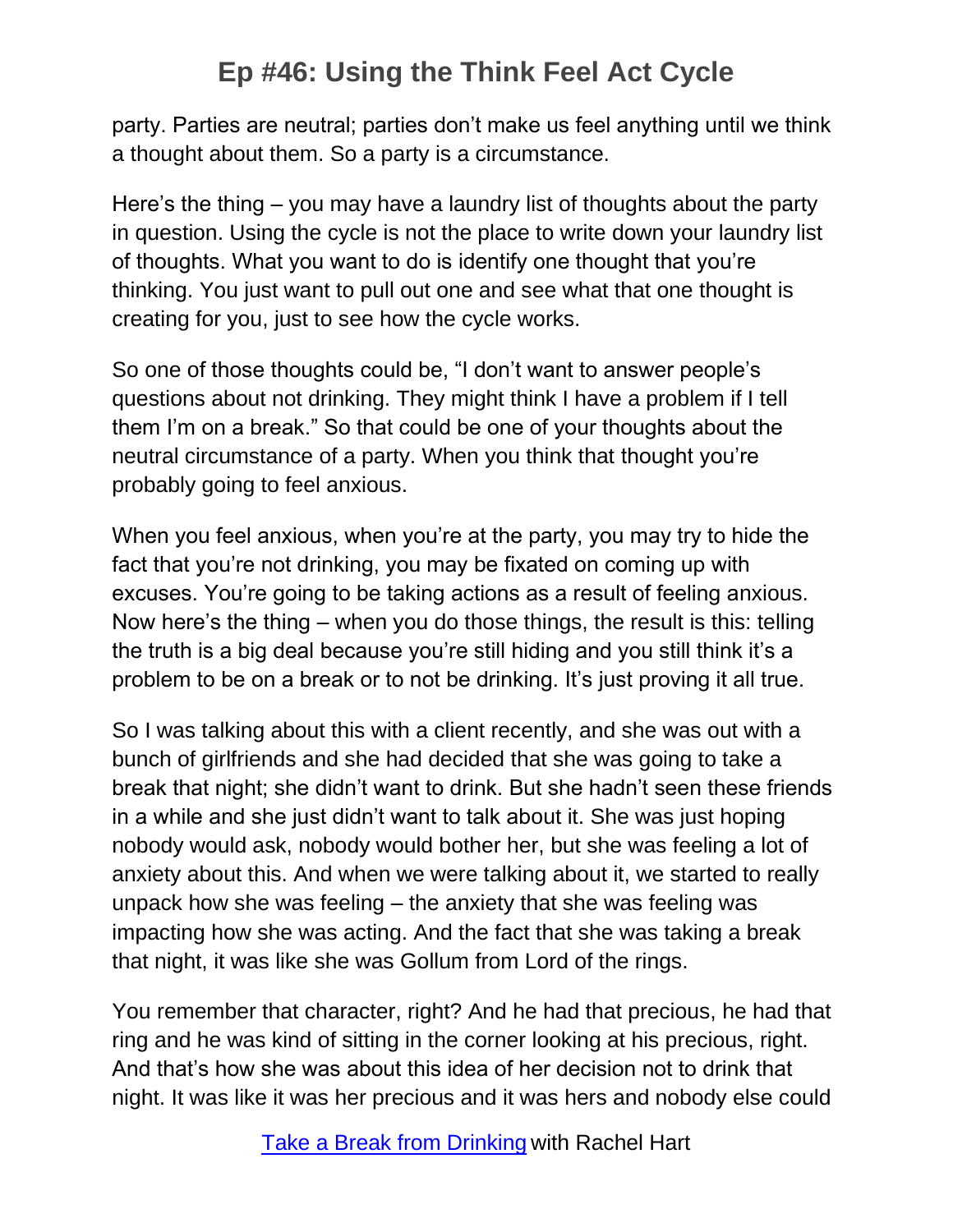party. Parties are neutral; parties don't make us feel anything until we think a thought about them. So a party is a circumstance.

Here's the thing – you may have a laundry list of thoughts about the party in question. Using the cycle is not the place to write down your laundry list of thoughts. What you want to do is identify one thought that you're thinking. You just want to pull out one and see what that one thought is creating for you, just to see how the cycle works.

So one of those thoughts could be, "I don't want to answer people's questions about not drinking. They might think I have a problem if I tell them I'm on a break." So that could be one of your thoughts about the neutral circumstance of a party. When you think that thought you're probably going to feel anxious.

When you feel anxious, when you're at the party, you may try to hide the fact that you're not drinking, you may be fixated on coming up with excuses. You're going to be taking actions as a result of feeling anxious. Now here's the thing – when you do those things, the result is this: telling the truth is a big deal because you're still hiding and you still think it's a problem to be on a break or to not be drinking. It's just proving it all true.

So I was talking about this with a client recently, and she was out with a bunch of girlfriends and she had decided that she was going to take a break that night; she didn't want to drink. But she hadn't seen these friends in a while and she just didn't want to talk about it. She was just hoping nobody would ask, nobody would bother her, but she was feeling a lot of anxiety about this. And when we were talking about it, we started to really unpack how she was feeling – the anxiety that she was feeling was impacting how she was acting. And the fact that she was taking a break that night, it was like she was Gollum from Lord of the rings.

You remember that character, right? And he had that precious, he had that ring and he was kind of sitting in the corner looking at his precious, right. And that's how she was about this idea of her decision not to drink that night. It was like it was her precious and it was hers and nobody else could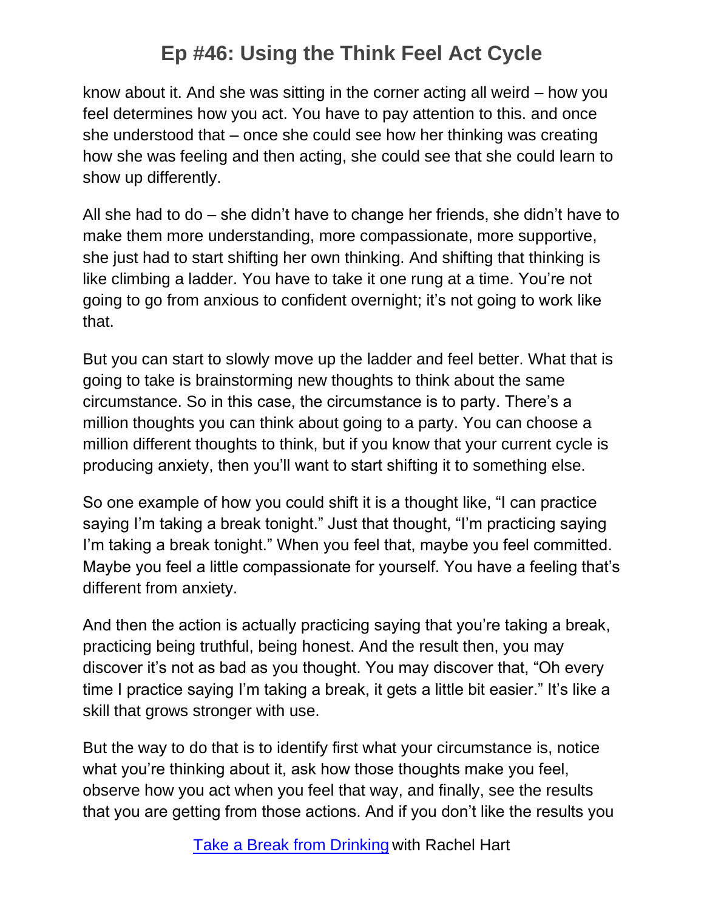know about it. And she was sitting in the corner acting all weird – how you feel determines how you act. You have to pay attention to this. and once she understood that – once she could see how her thinking was creating how she was feeling and then acting, she could see that she could learn to show up differently.

All she had to do – she didn't have to change her friends, she didn't have to make them more understanding, more compassionate, more supportive, she just had to start shifting her own thinking. And shifting that thinking is like climbing a ladder. You have to take it one rung at a time. You're not going to go from anxious to confident overnight; it's not going to work like that.

But you can start to slowly move up the ladder and feel better. What that is going to take is brainstorming new thoughts to think about the same circumstance. So in this case, the circumstance is to party. There's a million thoughts you can think about going to a party. You can choose a million different thoughts to think, but if you know that your current cycle is producing anxiety, then you'll want to start shifting it to something else.

So one example of how you could shift it is a thought like, "I can practice saying I'm taking a break tonight." Just that thought, "I'm practicing saying I'm taking a break tonight." When you feel that, maybe you feel committed. Maybe you feel a little compassionate for yourself. You have a feeling that's different from anxiety.

And then the action is actually practicing saying that you're taking a break, practicing being truthful, being honest. And the result then, you may discover it's not as bad as you thought. You may discover that, "Oh every time I practice saying I'm taking a break, it gets a little bit easier." It's like a skill that grows stronger with use.

But the way to do that is to identify first what your circumstance is, notice what you're thinking about it, ask how those thoughts make you feel, observe how you act when you feel that way, and finally, see the results that you are getting from those actions. And if you don't like the results you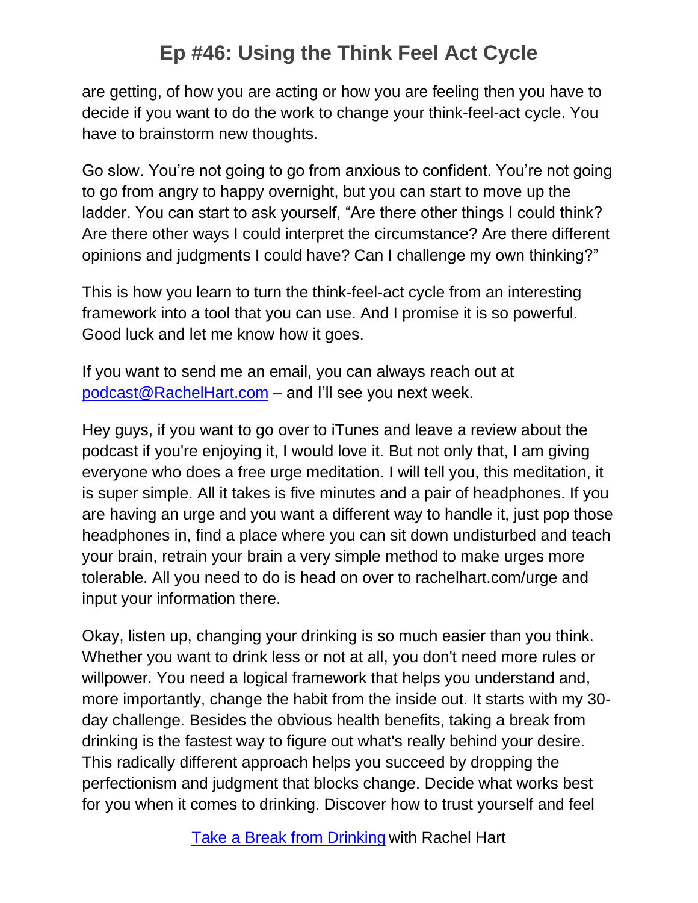are getting, of how you are acting or how you are feeling then you have to decide if you want to do the work to change your think-feel-act cycle. You have to brainstorm new thoughts.

Go slow. You're not going to go from anxious to confident. You're not going to go from angry to happy overnight, but you can start to move up the ladder. You can start to ask yourself, "Are there other things I could think? Are there other ways I could interpret the circumstance? Are there different opinions and judgments I could have? Can I challenge my own thinking?"

This is how you learn to turn the think-feel-act cycle from an interesting framework into a tool that you can use. And I promise it is so powerful. Good luck and let me know how it goes.

If you want to send me an email, you can always reach out at [podcast@RachelHart.com](mailto:podcast@RachelHart.com) – and I'll see you next week.

Hey guys, if you want to go over to iTunes and leave a review about the podcast if you're enjoying it, I would love it. But not only that, I am giving everyone who does a free urge meditation. I will tell you, this meditation, it is super simple. All it takes is five minutes and a pair of headphones. If you are having an urge and you want a different way to handle it, just pop those headphones in, find a place where you can sit down undisturbed and teach your brain, retrain your brain a very simple method to make urges more tolerable. All you need to do is head on over to rachelhart.com/urge and input your information there.

Okay, listen up, changing your drinking is so much easier than you think. Whether you want to drink less or not at all, you don't need more rules or willpower. You need a logical framework that helps you understand and, more importantly, change the habit from the inside out. It starts with my 30-day challenge. Besides the obvious health benefits, taking a break from drinking is the fastest way to figure out what's really behind your desire. This radically different approach helps you succeed by dropping the perfectionism and judgment that blocks change. Decide what works best for you when it comes to drinking. Discover how to trust yourself and feel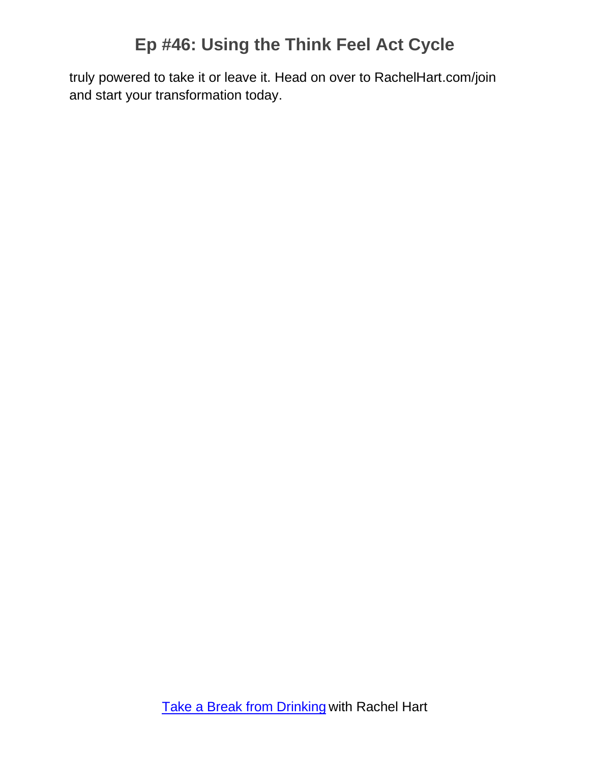truly powered to take it or leave it. Head on over to RachelHart.com/join and start your transformation today.